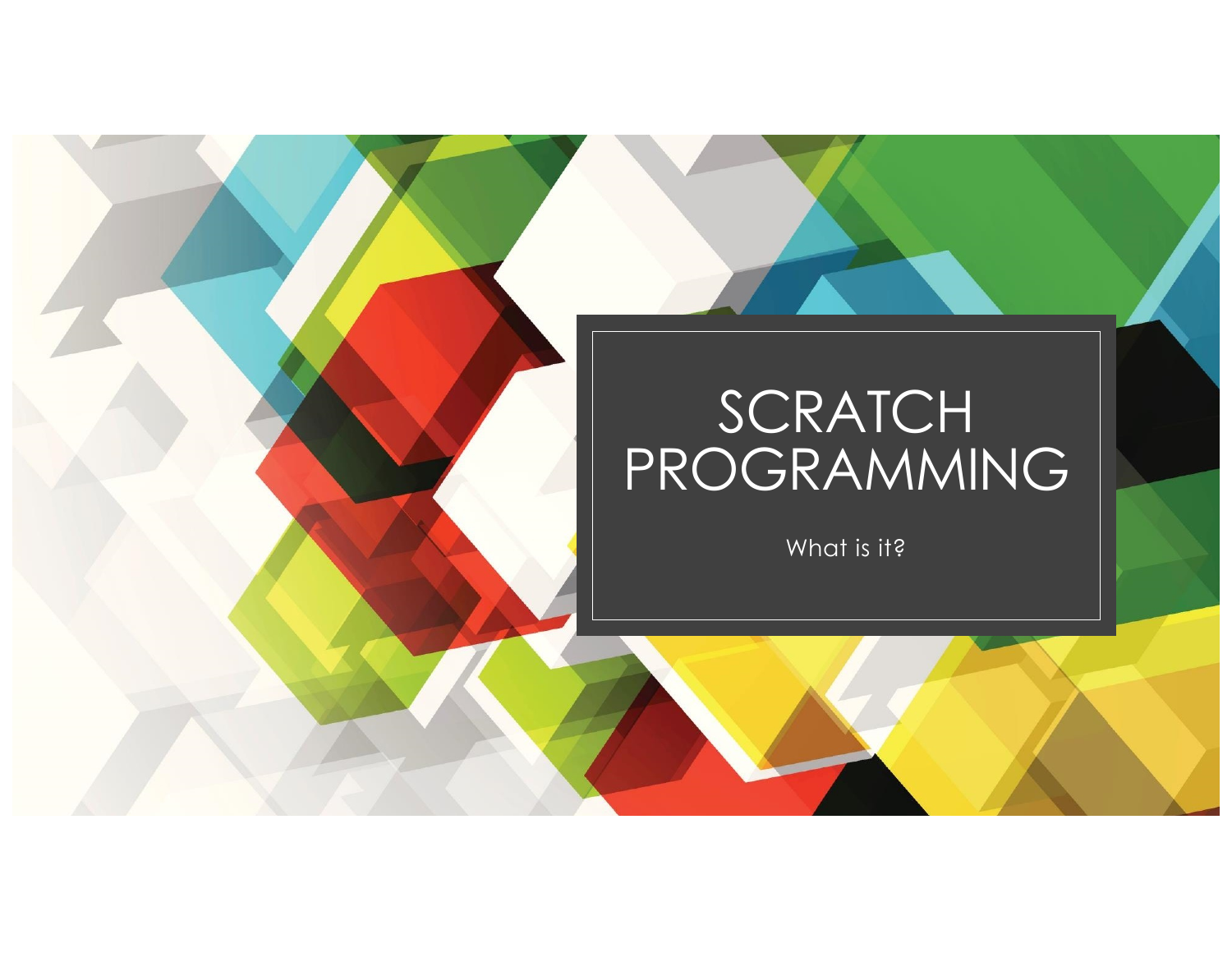# SCRATCH PROGRAMMING

What is it?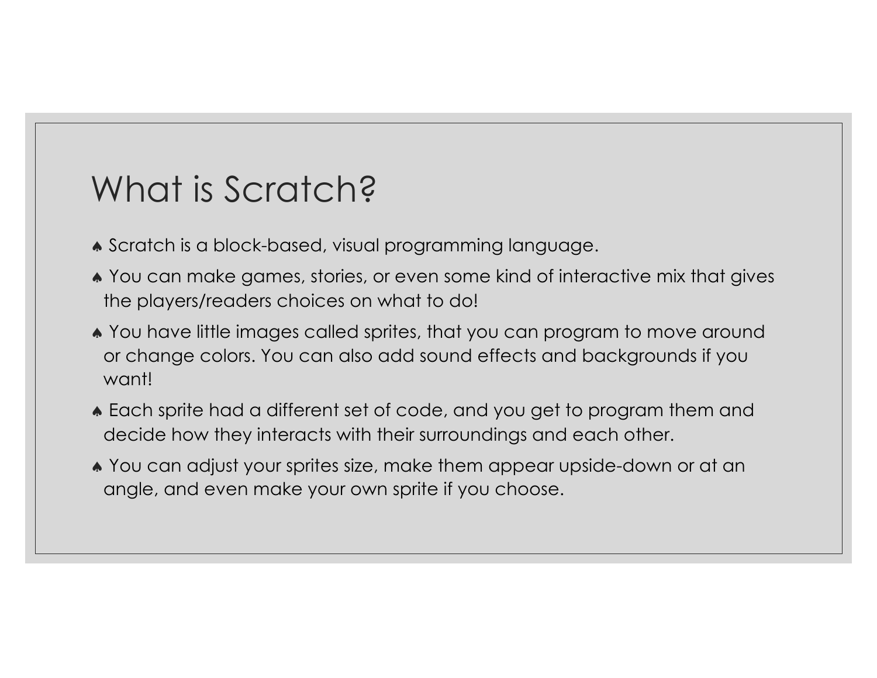# What is Scratch?

- Scratch is a block-based, visual programming language.
- You can make games, stories, or even some kind of interactive mix that gives the players/readers choices on what to do!
- You have little images called sprites, that you can program to move around or change colors. You can also add sound effects and backgrounds if you want!
- Each sprite had a different set of code, and you get to program them and decide how they interacts with their surroundings and each other.
- You can adjust your sprites size, make them appear upside-down or at an angle, and even make your own sprite if you choose.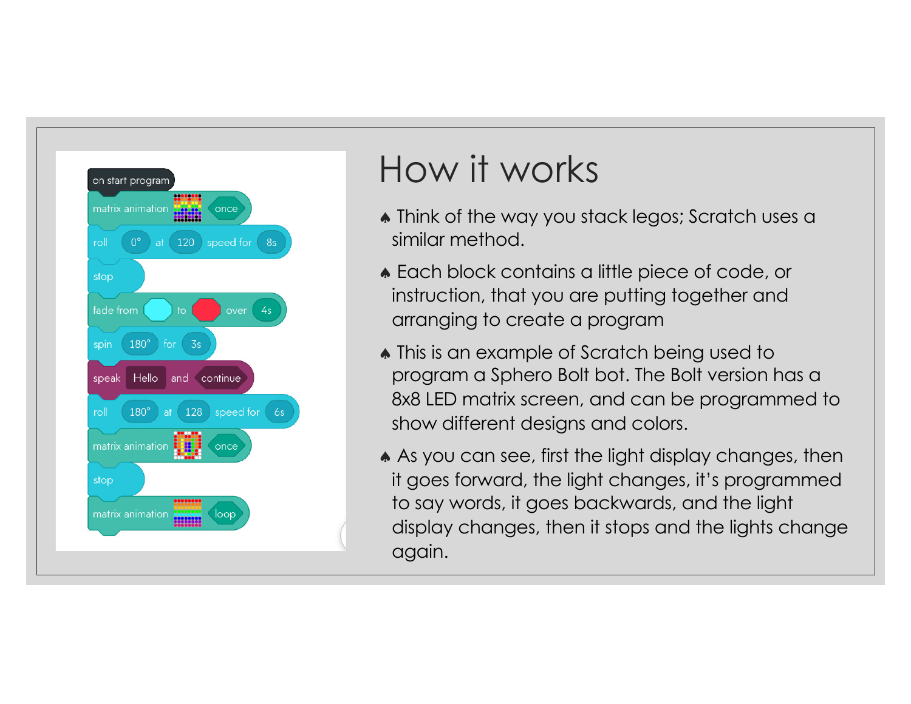# How it works

- Think of the way you stack legos; Scratch uses a similar method.
- Each block contains a little piece of code, or instruction, that you are putting together and arranging to create a program
- This is an example of Scratch being used to program a Sphero Bolt bot. The Bolt version has a 8x8 LED matrix screen, and can be programmed to show different designs and colors.
- As you can see, first the light display changes, then it goes forward, the light changes, it's programmed to say words, it goes backwards, and the light display changes, then it stops and the lights change again.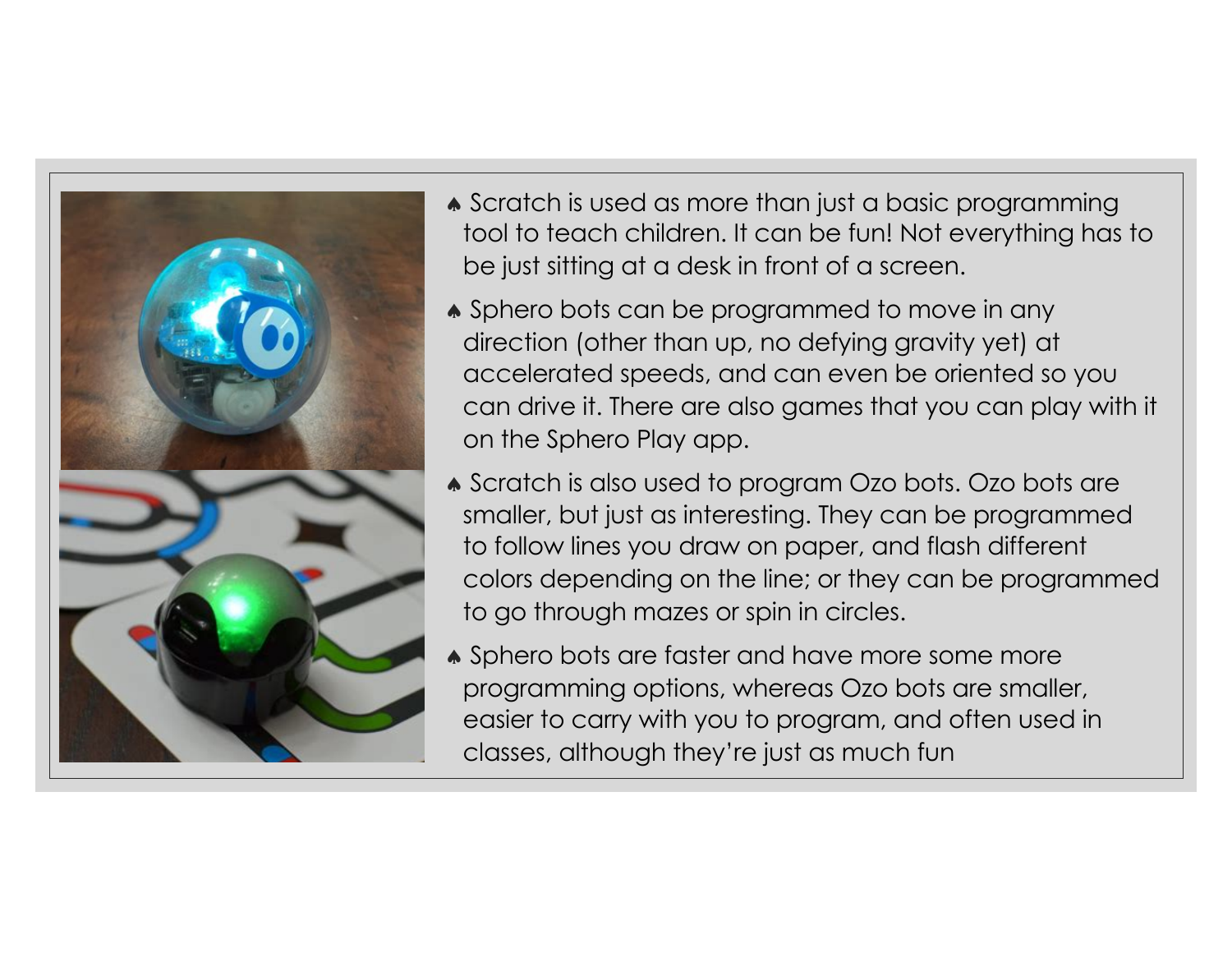- Scratch is used as more than just a basic programming tool to teach children. It can be fun! Not everything has to be just sitting at a desk in front of a screen.
- Sphero bots can be programmed to move in any direction (other than up, no defying gravity yet) at accelerated speeds, and can even be oriented so you can drive it. There are also games that you can play with it on the Sphero Play app.
- Scratch is also used to program Ozo bots. Ozo bots are smaller, but just as interesting. They can be programmed to follow lines you draw on paper, and flash different colors depending on the line; or they can be programmed to go through mazes or spin in circles.
- Sphero bots are faster and have more some more programming options, whereas Ozo bots are smaller, easier to carry with you to program, and often used in classes, although they're just as much fun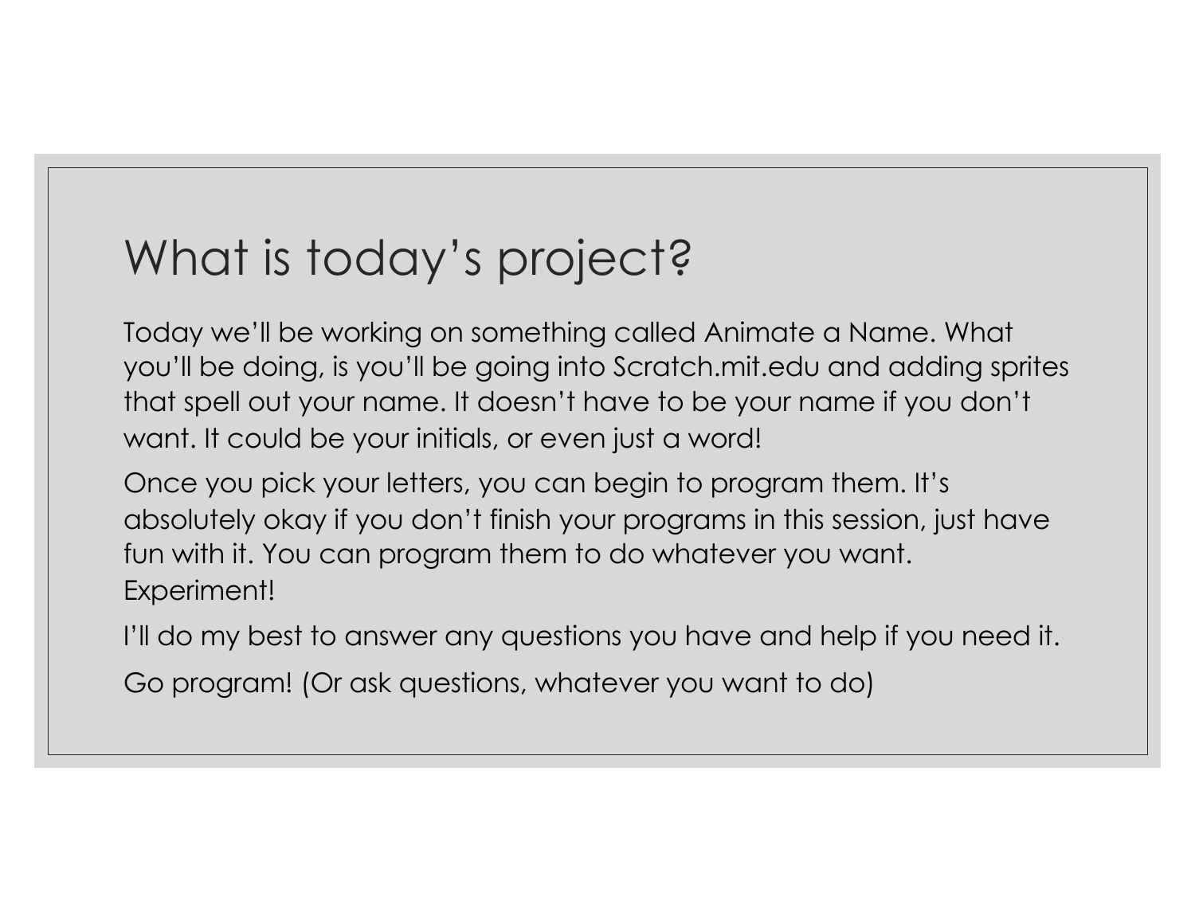# What is today's project?

Today we'll be working on something called Animate a Name. What you'll be doing, is you'll be going into Scratch.mit.edu and adding sprites that spell out your name. It doesn't have to be your name if you don't want. It could be your initials, or even just a word!

Once you pick your letters, you can begin to program them. It's absolutely okay if you don't finish your programs in this session, just have fun with it. You can program them to do whatever you want. Experiment!

I'll do my best to answer any questions you have and help if you need it.

Go program! (Or ask questions, whatever you want to do)